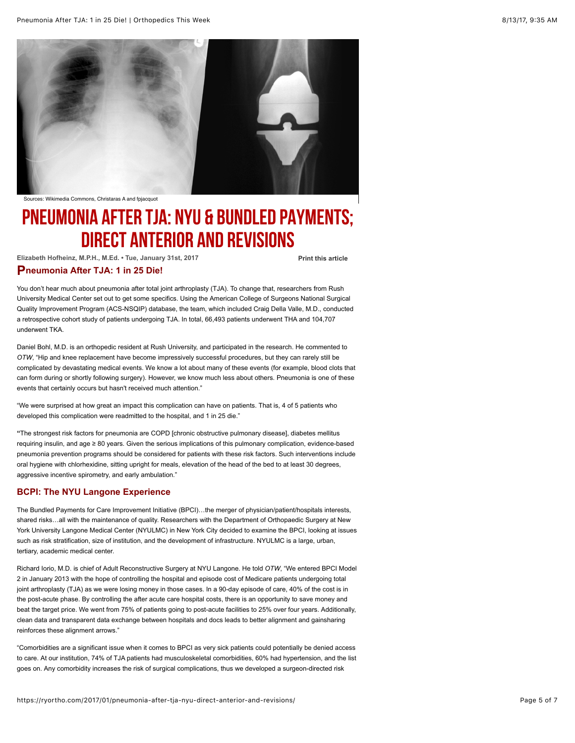Sources: Wikimedia Commons, Christaras A and fpjacquot

# PNEUMONIA AFTER TJA: NYU & BUNDLED PAYMENTS; DIRECT ANTERIOR AND REVISIONS

**Elizabeth Hofheinz, M.P.H., M.Ed. • Tue, January 31st, 2017**

**Print this article**

## Pneumonia After TJA: 1 in 25 Die!

You don't hear much about pneumonia after total joint arthroplasty (TJA). To change that, researchers from Rush University Medical Center set out to get some specifics. Using the American College of Surgeons National Surgical Quality Improvement Program (ACS-NSQIP) database, the team, which included Craig Della Valle, M.D., conducted a retrospective cohort study of patients undergoing TJA. In total, 66,493 patients underwent THA and 104,707 underwent TKA.

Daniel Bohl, M.D. is an orthopedic resident at Rush University, and participated in the research. He commented to *OTW*, "Hip and knee replacement have become impressively successful procedures, but they can rarely still be complicated by devastating medical events. We know a lot about many of these events (for example, blood clots that can form during or shortly following surgery). However, we know much less about others. Pneumonia is one of these events that certainly occurs but hasn't received much attention."

"We were surprised at how great an impact this complication can have on patients. That is, 4 of 5 patients who developed this complication were readmitted to the hospital, and 1 in 25 die."

"The strongest risk factors for pneumonia are COPD [chronic obstructive pulmonary disease], diabetes mellitus requiring insulin, and age ≥ 80 years. Given the serious implications of this pulmonary complication, evidence-based pneumonia prevention programs should be considered for patients with these risk factors. Such interventions include oral hygiene with chlorhexidine, sitting upright for meals, elevation of the head of the bed to at least 30 degrees, aggressive incentive spirometry, and early ambulation."

## BCPI: The NYU Langone Experience

The Bundled Payments for Care Improvement Initiative (BPCI)…the merger of physician/patient/hospitals interests, shared risks…all with the maintenance of quality. Researchers with the Department of Orthopaedic Surgery at New York University Langone Medical Center (NYULMC) in New York City decided to examine the BPCI, looking at issues such as risk stratification, size of institution, and the development of infrastructure. NYULMC is a large, urban, tertiary, academic medical center.

Richard Iorio, M.D. is chief of Adult Reconstructive Surgery at NYU Langone. He told *OTW*, "We entered BPCI Model 2 in January 2013 with the hope of controlling the hospital and episode cost of Medicare patients undergoing total joint arthroplasty (TJA) as we were losing money in those cases. In a 90-day episode of care, 40% of the cost is in the post-acute phase. By controlling the after acute care hospital costs, there is an opportunity to save money and beat the target price. We went from 75% of patients going to post-acute facilities to 25% over four years. Additionally, clean data and transparent data exchange between hospitals and docs leads to better alignment and gainsharing reinforces these alignment arrows."

"Comorbidities are a significant issue when it comes to BPCI as very sick patients could potentially be denied access to care. At our institution, 74% of TJA patients had musculoskeletal comorbidities, 60% had hypertension, and the list goes on. Any comorbidity increases the risk of surgical complications, thus we developed a surgeon-directed risk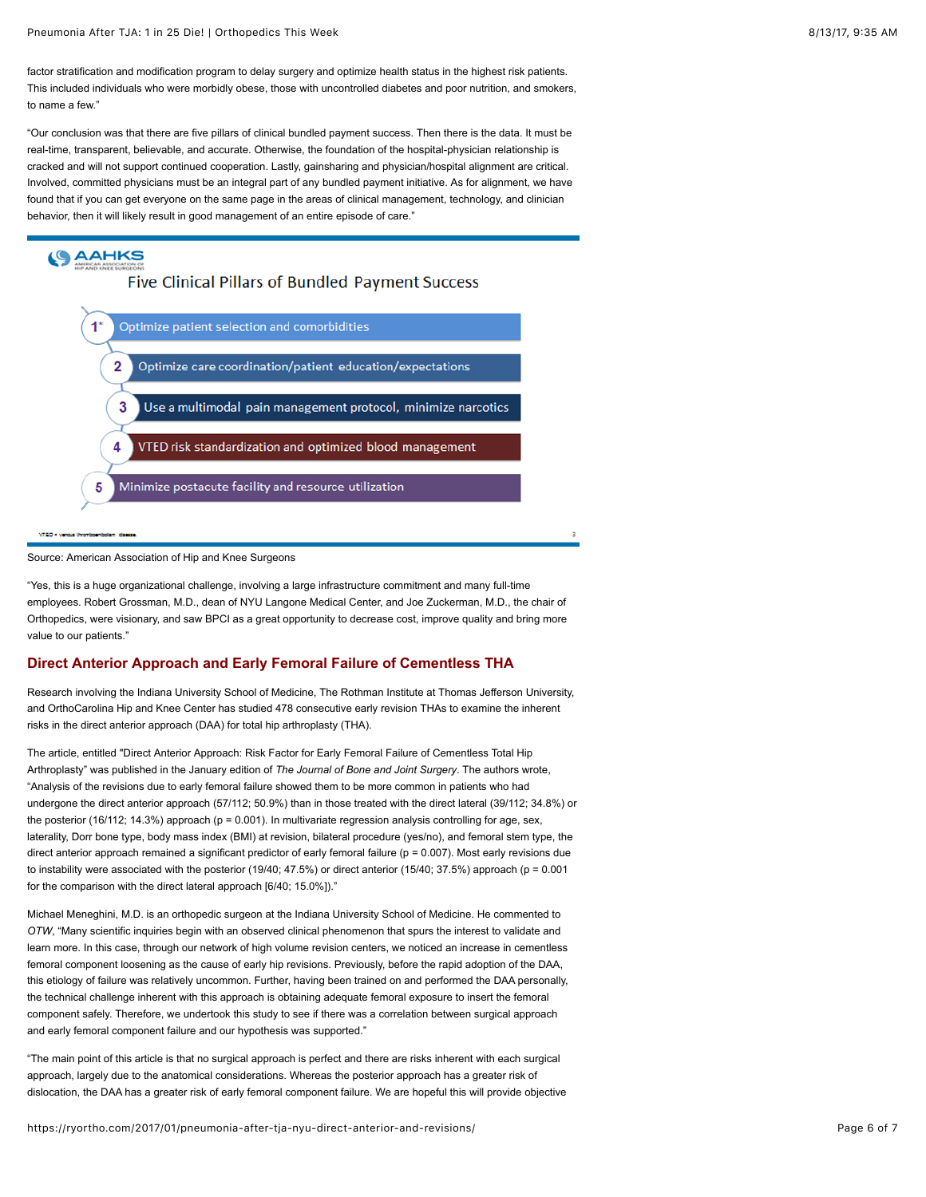factor stratification and modification program to delay surgery and optimize health status in the highest risk patients. This included individuals who were morbidly obese, those with uncontrolled diabetes and poor nutrition, and smokers, to name a few."

"Our conclusion was that there are five pillars of clinical bundled payment success. Then there is the data. It must be real-time, transparent, believable, and accurate. Otherwise, the foundation of the hospital-physician relationship is cracked and will not support continued cooperation. Lastly, gainsharing and physician/hospital alignment are critical. Involved, committed physicians must be an integral part of any bundled payment initiative. As for alignment, we have found that if you can get everyone on the same page in the areas of clinical management, technology, and clinician behavior, then it will likely result in good management of an entire episode of care."

**AAHKS** — Five Clinical Pillars of Bundled Payment Success

1. Optimize patient selection and comorbidities
2. Optimize care coordination/patient education/expectations
3. Use a multimodal pain management protocol, minimize narcotics
4. VTED risk standardization and optimized blood management
5. Minimize postacute facility and resource utilization

VTED = venous thromboembolism disease.

Source: American Association of Hip and Knee Surgeons

"Yes, this is a huge organizational challenge, involving a large infrastructure commitment and many full-time employees. Robert Grossman, M.D., dean of NYU Langone Medical Center, and Joe Zuckerman, M.D., the chair of Orthopedics, were visionary, and saw BPCI as a great opportunity to decrease cost, improve quality and bring more value to our patients."

## Direct Anterior Approach and Early Femoral Failure of Cementless THA

Research involving the Indiana University School of Medicine, The Rothman Institute at Thomas Jefferson University, and OrthoCarolina Hip and Knee Center has studied 478 consecutive early revision THAs to examine the inherent risks in the direct anterior approach (DAA) for total hip arthroplasty (THA).

The article, entitled "Direct Anterior Approach: Risk Factor for Early Femoral Failure of Cementless Total Hip Arthroplasty" was published in the January edition of *The Journal of Bone and Joint Surgery*. The authors wrote, "Analysis of the revisions due to early femoral failure showed them to be more common in patients who had undergone the direct anterior approach (57/112; 50.9%) than in those treated with the direct lateral (39/112; 34.8%) or the posterior (16/112; 14.3%) approach ($p = 0.001$). In multivariate regression analysis controlling for age, sex, laterality, Dorr bone type, body mass index (BMI) at revision, bilateral procedure (yes/no), and femoral stem type, the direct anterior approach remained a significant predictor of early femoral failure ($p = 0.007$). Most early revisions due to instability were associated with the posterior (19/40; 47.5%) or direct anterior (15/40; 37.5%) approach ($p = 0.001$ for the comparison with the direct lateral approach [6/40; 15.0%])."

Michael Meneghini, M.D. is an orthopedic surgeon at the Indiana University School of Medicine. He commented to *OTW*, "Many scientific inquiries begin with an observed clinical phenomenon that spurs the interest to validate and learn more. In this case, through our network of high volume revision centers, we noticed an increase in cementless femoral component loosening as the cause of early hip revisions. Previously, before the rapid adoption of the DAA, this etiology of failure was relatively uncommon. Further, having been trained on and performed the DAA personally, the technical challenge inherent with this approach is obtaining adequate femoral exposure to insert the femoral component safely. Therefore, we undertook this study to see if there was a correlation between surgical approach and early femoral component failure and our hypothesis was supported."

"The main point of this article is that no surgical approach is perfect and there are risks inherent with each surgical approach, largely due to the anatomical considerations. Whereas the posterior approach has a greater risk of dislocation, the DAA has a greater risk of early femoral component failure. We are hopeful this will provide objective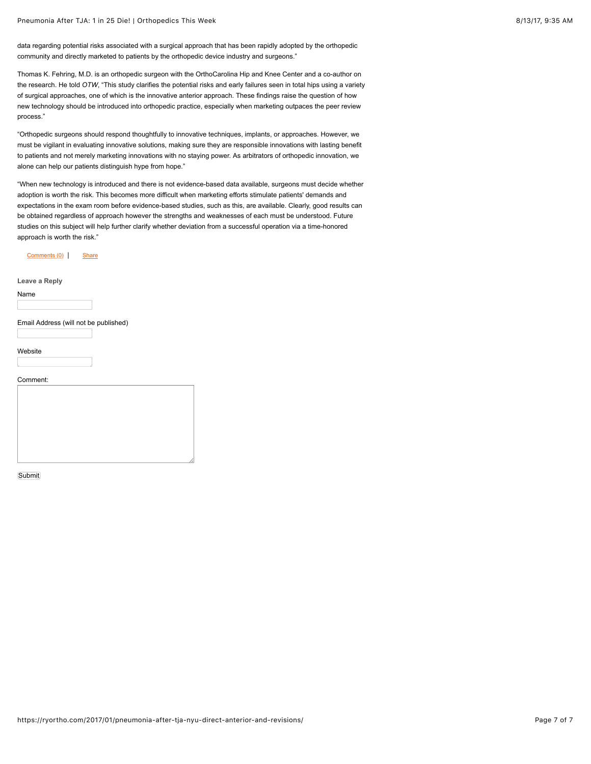data regarding potential risks associated with a surgical approach that has been rapidly adopted by the orthopedic community and directly marketed to patients by the orthopedic device industry and surgeons."

Thomas K. Fehring, M.D. is an orthopedic surgeon with the OrthoCarolina Hip and Knee Center and a co-author on the research. He told *OTW*, "This study clarifies the potential risks and early failures seen in total hips using a variety of surgical approaches, one of which is the innovative anterior approach. These findings raise the question of how new technology should be introduced into orthopedic practice, especially when marketing outpaces the peer review process."

"Orthopedic surgeons should respond thoughtfully to innovative techniques, implants, or approaches. However, we must be vigilant in evaluating innovative solutions, making sure they are responsible innovations with lasting benefit to patients and not merely marketing innovations with no staying power. As arbitrators of orthopedic innovation, we alone can help our patients distinguish hype from hope."

"When new technology is introduced and there is not evidence-based data available, surgeons must decide whether adoption is worth the risk. This becomes more difficult when marketing efforts stimulate patients' demands and expectations in the exam room before evidence-based studies, such as this, are available. Clearly, good results can be obtained regardless of approach however the strengths and weaknesses of each must be understood. Future studies on this subject will help further clarify whether deviation from a successful operation via a time-honored approach is worth the risk."

Comments (0) | Share

**Leave a Reply**

Name

Email Address (will not be published)

Website

Comment:

Submit